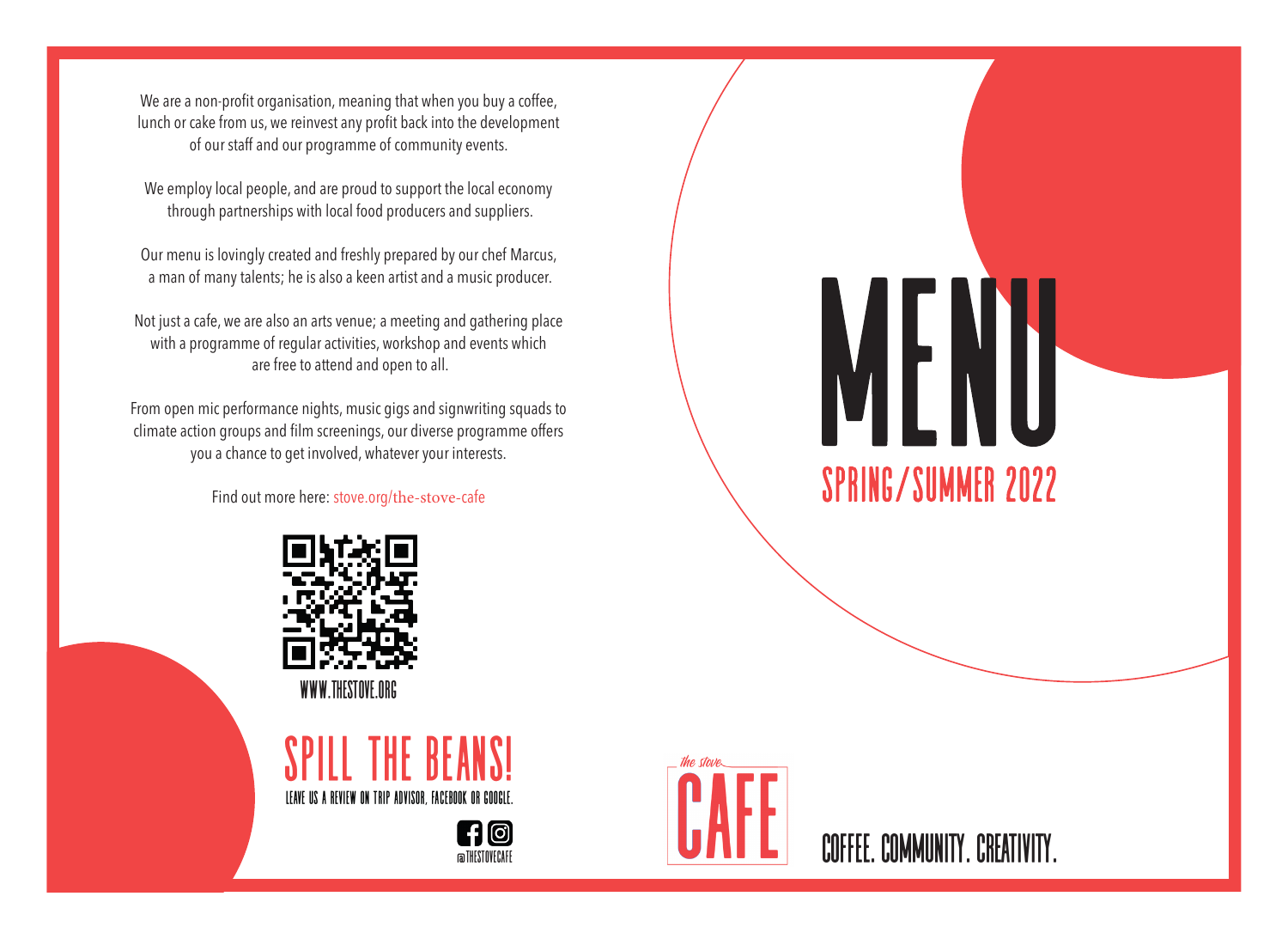We are a non-profit organisation, meaning that when you buy a coffee, lunch or cake from us, we reinvest any profit back into the development of our staff and our programme of community events.

We employ local people, and are proud to support the local economy through partnerships with local food producers and suppliers.

Our menu is lovingly created and freshly prepared by our chef Marcus, a man of many talents; he is also a keen artist and a music producer.

Not just a cafe, we are also an arts venue; a meeting and gathering place with a programme of regular activities, workshop and events which are free to attend and open to all.

From open mic performance nights, music gigs and signwriting squads to climate action groups and film screenings, our diverse programme offers you a chance to get involved, whatever your interests.

Find out more here: stove.org/the-stove-cafe

WWW.THESTOVE.ORG

## SPILL THE BEANS!

LEAVE US A REVIEW ON TRIP ADVISOR, FACEBOOK OR GOOGLE.

@THESTOVECAFE

# MENU

## SPRING/SUMMER 2022

*the stove*

CAFE

COFFEE. COMMUNITY. CREATIVITY.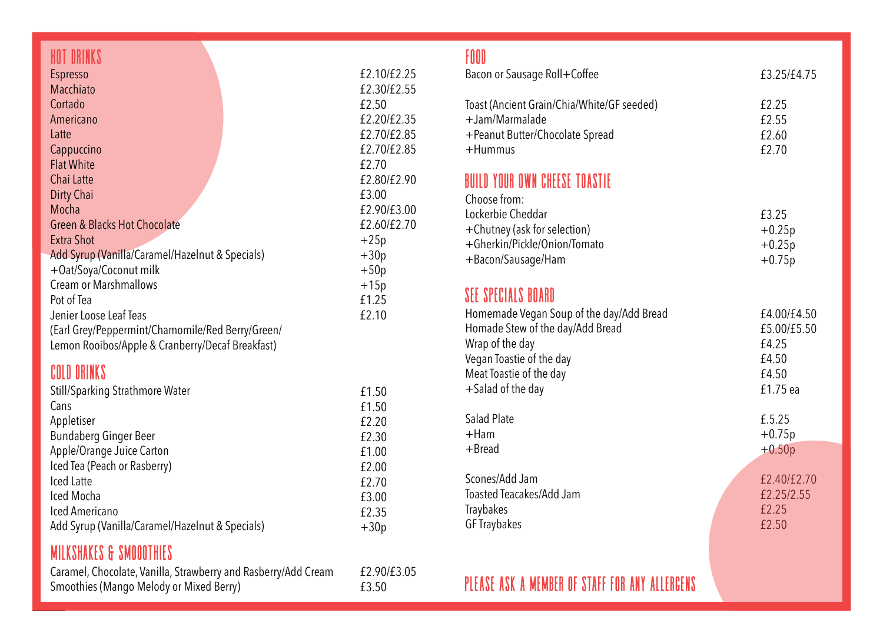## HOT DRINKS

| | |
|---|---|
| Espresso | £2.10/£2.25 |
| Macchiato | £2.30/£2.55 |
| Cortado | £2.50 |
| Americano | £2.20/£2.35 |
| Latte | £2.70/£2.85 |
| Cappuccino | £2.70/£2.85 |
| Flat White | £2.70 |
| Chai Latte | £2.80/£2.90 |
| Dirty Chai | £3.00 |
| Mocha | £2.90/£3.00 |
| Green & Blacks Hot Chocolate | £2.60/£2.70 |
| Extra Shot | +25p |
| Add Syrup (Vanilla/Caramel/Hazelnut & Specials) | +30p |
| +Oat/Soya/Coconut milk | +50p |
| Cream or Marshmallows | +15p |
| Pot of Tea | £1.25 |
| Jenier Loose Leaf Teas | £2.10 |

(Earl Grey/Peppermint/Chamomile/Red Berry/Green/
Lemon Rooibos/Apple & Cranberry/Decaf Breakfast)

## COLD DRINKS

| | |
|---|---|
| Still/Sparking Strathmore Water | £1.50 |
| Cans | £1.50 |
| Appletiser | £2.20 |
| Bundaberg Ginger Beer | £2.30 |
| Apple/Orange Juice Carton | £1.00 |
| Iced Tea (Peach or Rasberry) | £2.00 |
| Iced Latte | £2.70 |
| Iced Mocha | £3.00 |
| Iced Americano | £2.35 |
| Add Syrup (Vanilla/Caramel/Hazelnut & Specials) | +30p |

## MILKSHAKES & SMOOOTHIES

| | |
|---|---|
| Caramel, Chocolate, Vanilla, Strawberry and Rasberry/Add Cream | £2.90/£3.05 |
| Smoothies (Mango Melody or Mixed Berry) | £3.50 |

## FOOD

| | |
|---|---|
| Bacon or Sausage Roll+Coffee | £3.25/£4.75 |
| Toast (Ancient Grain/Chia/White/GF seeded) | £2.25 |
| +Jam/Marmalade | £2.55 |
| +Peanut Butter/Chocolate Spread | £2.60 |
| +Hummus | £2.70 |

## BUILD YOUR OWN CHEESE TOASTIE

Choose from:

| | |
|---|---|
| Lockerbie Cheddar | £3.25 |
| +Chutney (ask for selection) | +0.25p |
| +Gherkin/Pickle/Onion/Tomato | +0.25p |
| +Bacon/Sausage/Ham | +0.75p |

## SEE SPECIALS BOARD

| | |
|---|---|
| Homemade Vegan Soup of the day/Add Bread | £4.00/£4.50 |
| Homade Stew of the day/Add Bread | £5.00/£5.50 |
| Wrap of the day | £4.25 |
| Vegan Toastie of the day | £4.50 |
| Meat Toastie of the day | £4.50 |
| +Salad of the day | £1.75 ea |
| Salad Plate | £.5.25 |
| +Ham | +0.75p |
| +Bread | +0.50p |
| Scones/Add Jam | £2.40/£2.70 |
| Toasted Teacakes/Add Jam | £2.25/2.55 |
| Traybakes | £2.25 |
| GF Traybakes | £2.50 |

PLEASE ASK A MEMBER OF STAFF FOR ANY ALLERGENS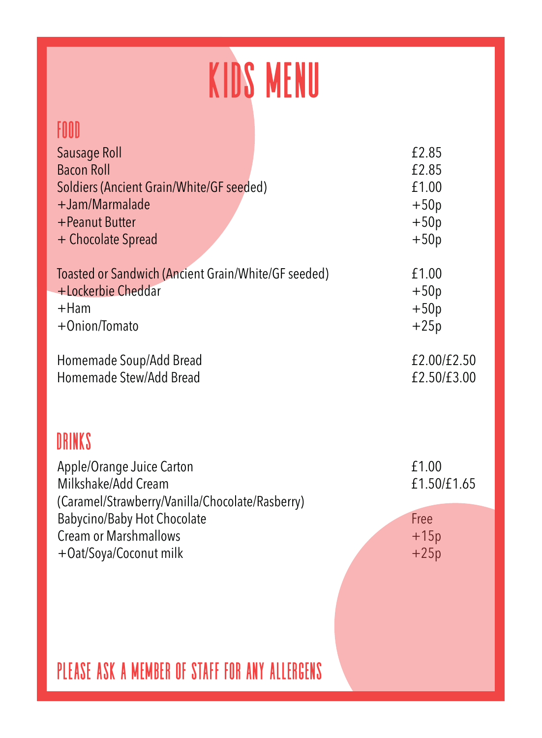# KIDS MENU

## FOOD

| | |
|---|---|
| Sausage Roll | £2.85 |
| Bacon Roll | £2.85 |
| Soldiers (Ancient Grain/White/GF seeded) | £1.00 |
| +Jam/Marmalade | +50p |
| +Peanut Butter | +50p |
| + Chocolate Spread | +50p |
| | |
| Toasted or Sandwich (Ancient Grain/White/GF seeded) | £1.00 |
| +Lockerbie Cheddar | +50p |
| +Ham | +50p |
| +Onion/Tomato | +25p |
| | |
| Homemade Soup/Add Bread | £2.00/£2.50 |
| Homemade Stew/Add Bread | £2.50/£3.00 |

## DRINKS

| | |
|---|---|
| Apple/Orange Juice Carton | £1.00 |
| Milkshake/Add Cream (Caramel/Strawberry/Vanilla/Chocolate/Rasberry) | £1.50/£1.65 |
| Babycino/Baby Hot Chocolate | Free |
| Cream or Marshmallows | +15p |
| +Oat/Soya/Coconut milk | +25p |

PLEASE ASK A MEMBER OF STAFF FOR ANY ALLERGENS